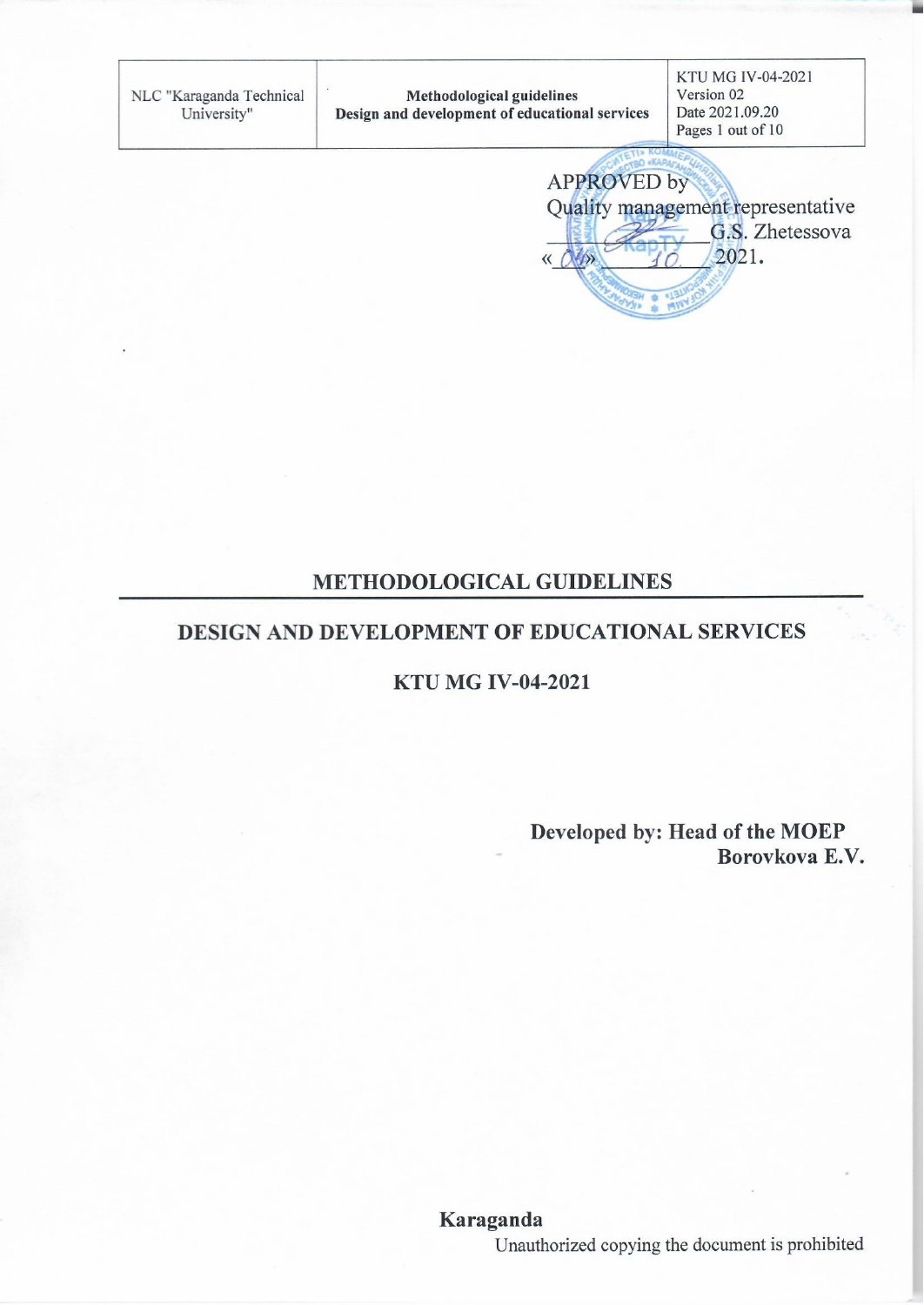| NLC "Karaganda Technical University" | **Methodological guidelines** **Design and development of educational services** | KTU MG IV-04-2021 Version 02 Date 2021.09.20 Pages 1 out of 10 |
|---|---|---|

APPROVED by
Quality management representative
_________ G.S. Zhetessova
« 04 » ____10____ 2021.

# METHODOLOGICAL GUIDELINES

## DESIGN AND DEVELOPMENT OF EDUCATIONAL SERVICES

## KTU MG IV-04-2021

**Developed by: Head of the MOEP**
**Borovkova E.V.**

**Karaganda**

Unauthorized copying the document is prohibited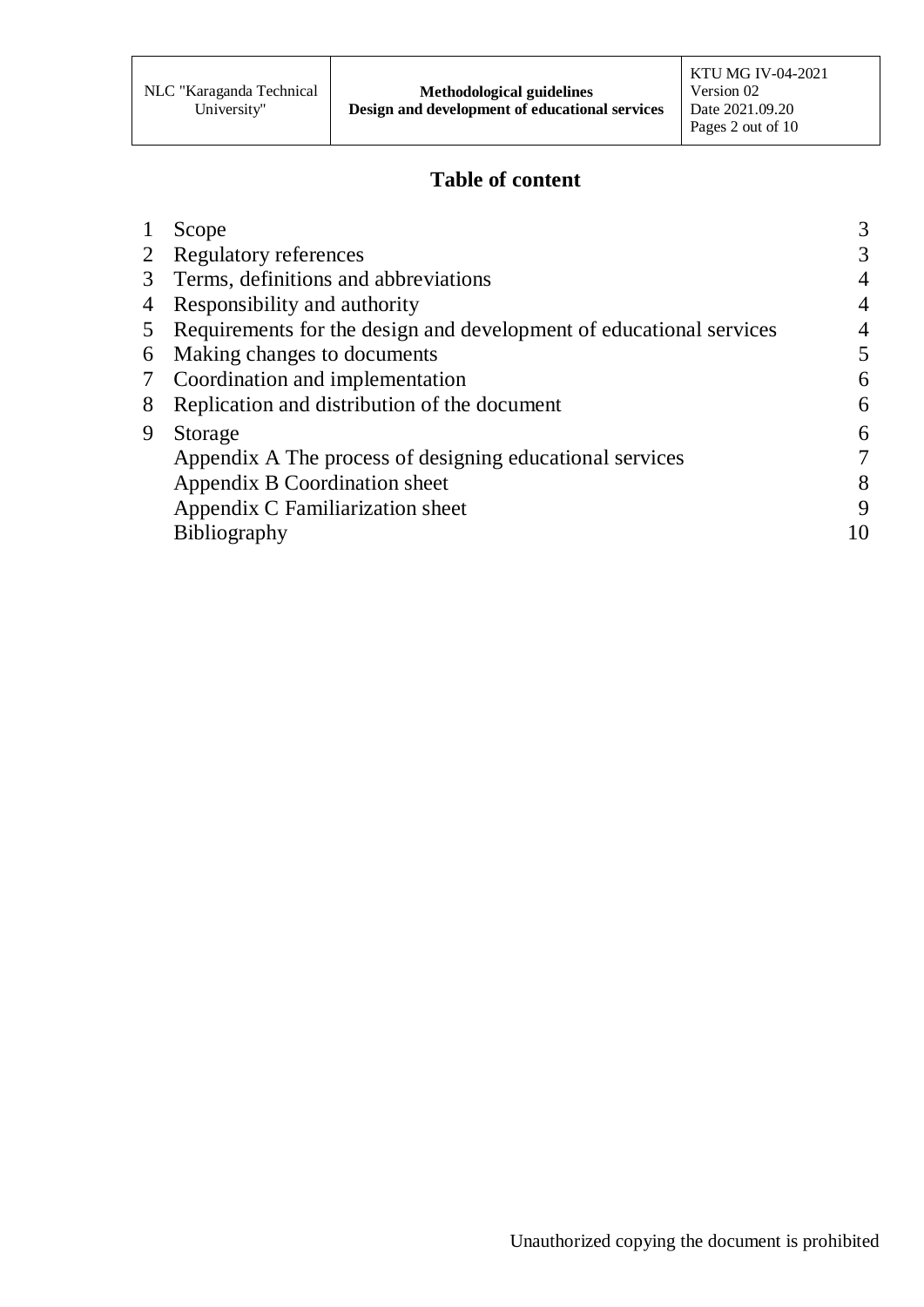# Table of content

| | | |
|---|---|---|
| 1 | Scope | 3 |
| 2 | Regulatory references | 3 |
| 3 | Terms, definitions and abbreviations | 4 |
| 4 | Responsibility and authority | 4 |
| 5 | Requirements for the design and development of educational services | 4 |
| 6 | Making changes to documents | 5 |
| 7 | Coordination and implementation | 6 |
| 8 | Replication and distribution of the document | 6 |
| 9 | Storage | 6 |
| | Appendix A The process of designing educational services | 7 |
| | Appendix B Coordination sheet | 8 |
| | Appendix C Familiarization sheet | 9 |
| | Bibliography | 10 |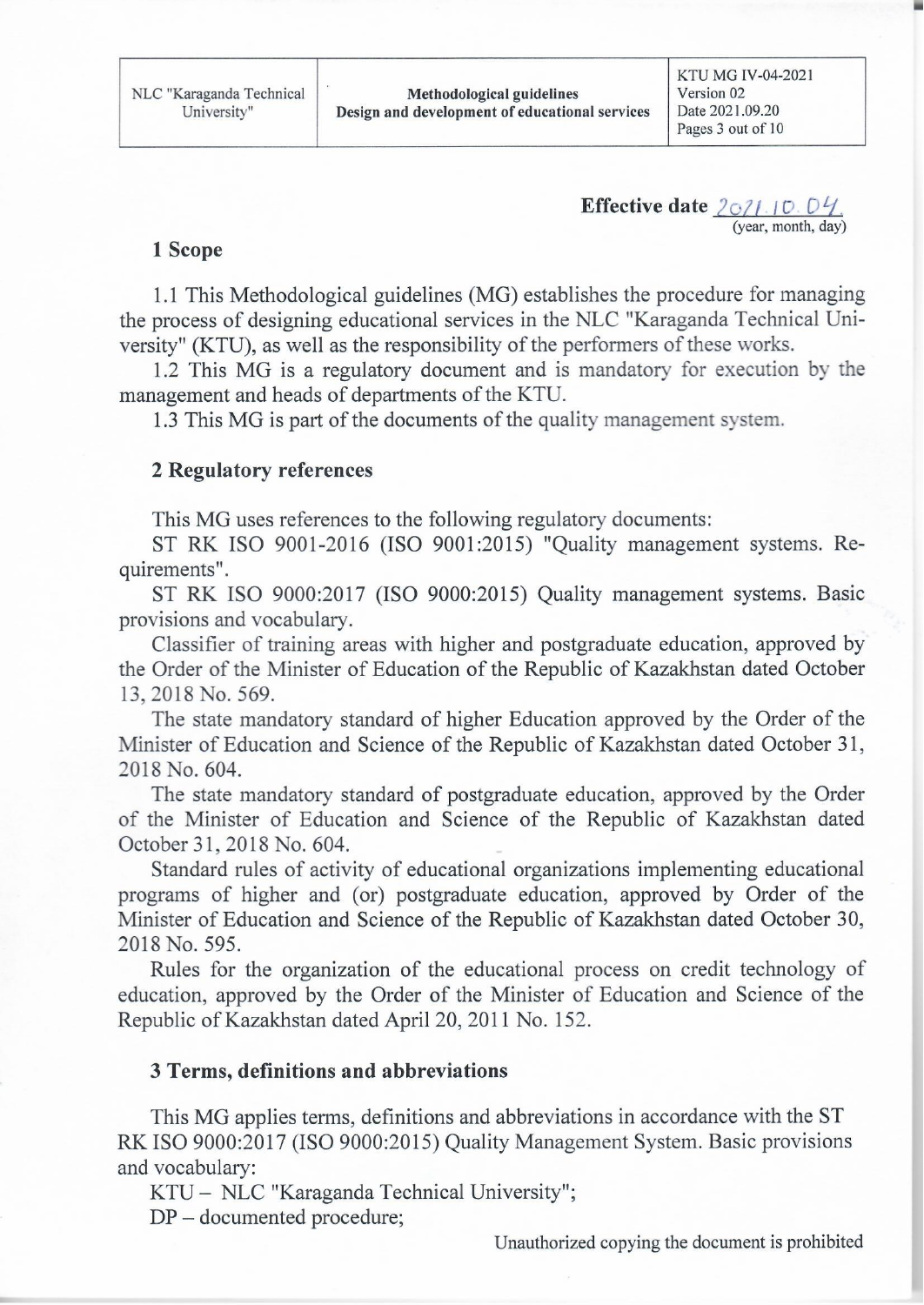**Effective date** 2021.10.04.
(year, month, day)

## 1 Scope

1.1 This Methodological guidelines (MG) establishes the procedure for managing the process of designing educational services in the NLC "Karaganda Technical University" (KTU), as well as the responsibility of the performers of these works.

1.2 This MG is a regulatory document and is mandatory for execution by the management and heads of departments of the KTU.

1.3 This MG is part of the documents of the quality management system.

## 2 Regulatory references

This MG uses references to the following regulatory documents:

ST RK ISO 9001-2016 (ISO 9001:2015) "Quality management systems. Requirements".

ST RK ISO 9000:2017 (ISO 9000:2015) Quality management systems. Basic provisions and vocabulary.

Classifier of training areas with higher and postgraduate education, approved by the Order of the Minister of Education of the Republic of Kazakhstan dated October 13, 2018 No. 569.

The state mandatory standard of higher Education approved by the Order of the Minister of Education and Science of the Republic of Kazakhstan dated October 31, 2018 No. 604.

The state mandatory standard of postgraduate education, approved by the Order of the Minister of Education and Science of the Republic of Kazakhstan dated October 31, 2018 No. 604.

Standard rules of activity of educational organizations implementing educational programs of higher and (or) postgraduate education, approved by Order of the Minister of Education and Science of the Republic of Kazakhstan dated October 30, 2018 No. 595.

Rules for the organization of the educational process on credit technology of education, approved by the Order of the Minister of Education and Science of the Republic of Kazakhstan dated April 20, 2011 No. 152.

## 3 Terms, definitions and abbreviations

This MG applies terms, definitions and abbreviations in accordance with the ST RK ISO 9000:2017 (ISO 9000:2015) Quality Management System. Basic provisions and vocabulary:

KTU – NLC "Karaganda Technical University";

DP – documented procedure;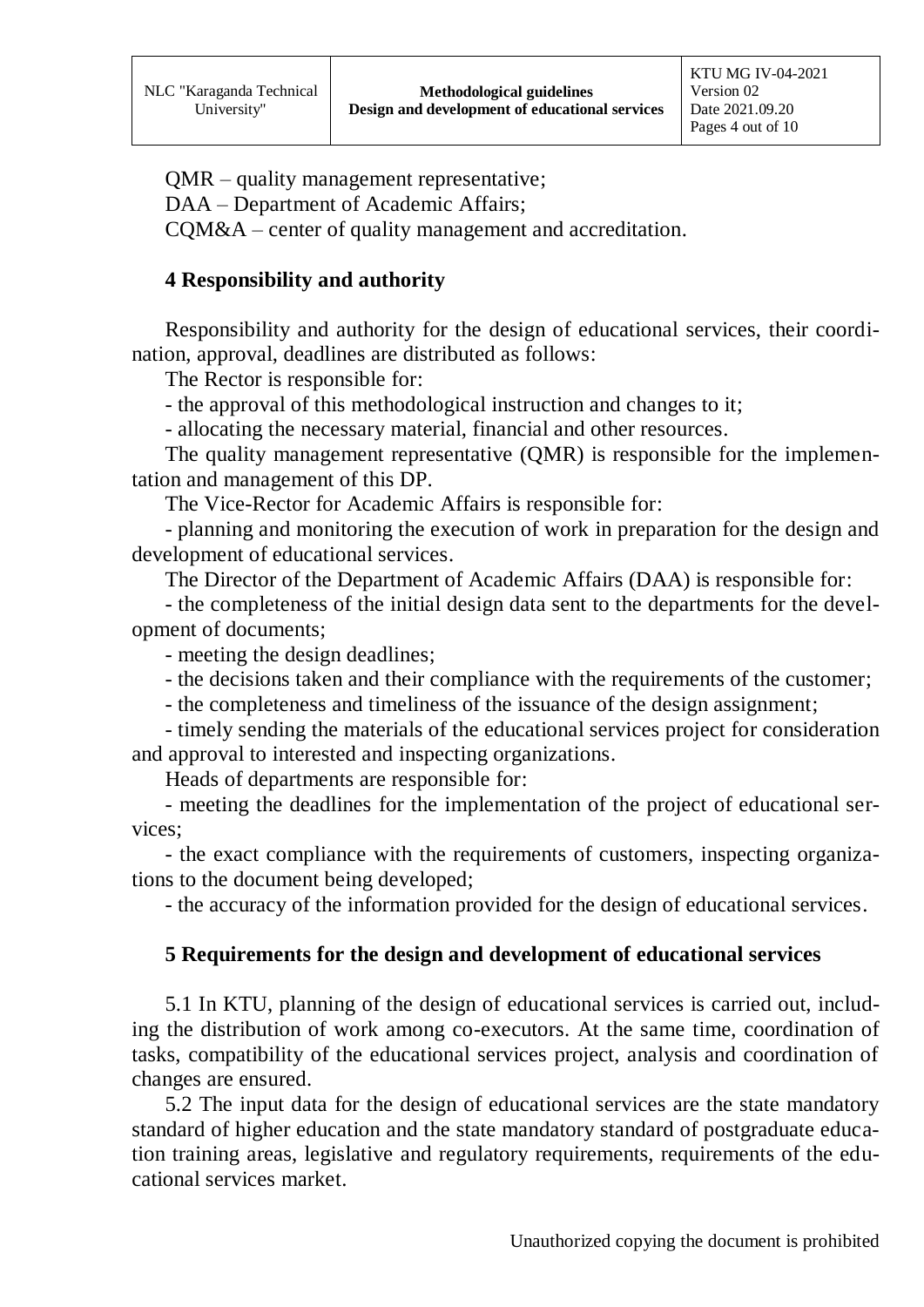QMR – quality management representative;

DAA – Department of Academic Affairs;

CQM&A – center of quality management and accreditation.

## 4 Responsibility and authority

Responsibility and authority for the design of educational services, their coordination, approval, deadlines are distributed as follows:

The Rector is responsible for:

- the approval of this methodological instruction and changes to it;
- allocating the necessary material, financial and other resources.

The quality management representative (QMR) is responsible for the implementation and management of this DP.

The Vice-Rector for Academic Affairs is responsible for:

- planning and monitoring the execution of work in preparation for the design and development of educational services.

The Director of the Department of Academic Affairs (DAA) is responsible for:

- the completeness of the initial design data sent to the departments for the development of documents;
- meeting the design deadlines;
- the decisions taken and their compliance with the requirements of the customer;
- the completeness and timeliness of the issuance of the design assignment;
- timely sending the materials of the educational services project for consideration and approval to interested and inspecting organizations.

Heads of departments are responsible for:

- meeting the deadlines for the implementation of the project of educational services;
- the exact compliance with the requirements of customers, inspecting organizations to the document being developed;
- the accuracy of the information provided for the design of educational services.

## 5 Requirements for the design and development of educational services

5.1 In KTU, planning of the design of educational services is carried out, including the distribution of work among co-executors. At the same time, coordination of tasks, compatibility of the educational services project, analysis and coordination of changes are ensured.

5.2 The input data for the design of educational services are the state mandatory standard of higher education and the state mandatory standard of postgraduate education training areas, legislative and regulatory requirements, requirements of the educational services market.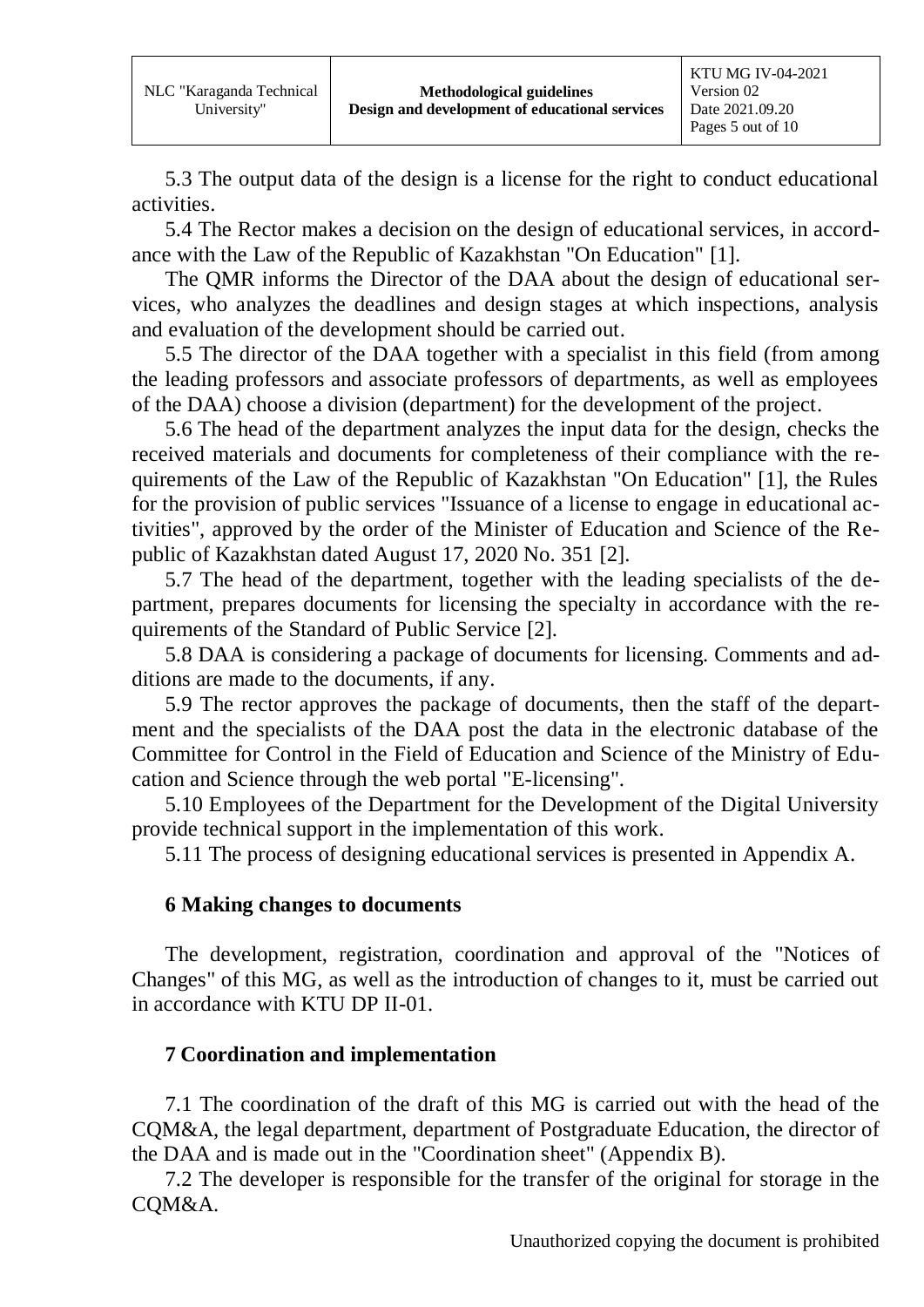5.3 The output data of the design is a license for the right to conduct educational activities.

5.4 The Rector makes a decision on the design of educational services, in accordance with the Law of the Republic of Kazakhstan "On Education" [1].

The QMR informs the Director of the DAA about the design of educational services, who analyzes the deadlines and design stages at which inspections, analysis and evaluation of the development should be carried out.

5.5 The director of the DAA together with a specialist in this field (from among the leading professors and associate professors of departments, as well as employees of the DAA) choose a division (department) for the development of the project.

5.6 The head of the department analyzes the input data for the design, checks the received materials and documents for completeness of their compliance with the requirements of the Law of the Republic of Kazakhstan "On Education" [1], the Rules for the provision of public services "Issuance of a license to engage in educational activities", approved by the order of the Minister of Education and Science of the Republic of Kazakhstan dated August 17, 2020 No. 351 [2].

5.7 The head of the department, together with the leading specialists of the department, prepares documents for licensing the specialty in accordance with the requirements of the Standard of Public Service [2].

5.8 DAA is considering a package of documents for licensing. Comments and additions are made to the documents, if any.

5.9 The rector approves the package of documents, then the staff of the department and the specialists of the DAA post the data in the electronic database of the Committee for Control in the Field of Education and Science of the Ministry of Education and Science through the web portal "E-licensing".

5.10 Employees of the Department for the Development of the Digital University provide technical support in the implementation of this work.

5.11 The process of designing educational services is presented in Appendix A.

## 6 Making changes to documents

The development, registration, coordination and approval of the "Notices of Changes" of this MG, as well as the introduction of changes to it, must be carried out in accordance with KTU DP II-01.

## 7 Coordination and implementation

7.1 The coordination of the draft of this MG is carried out with the head of the CQM&A, the legal department, department of Postgraduate Education, the director of the DAA and is made out in the "Coordination sheet" (Appendix B).

7.2 The developer is responsible for the transfer of the original for storage in the CQM&A.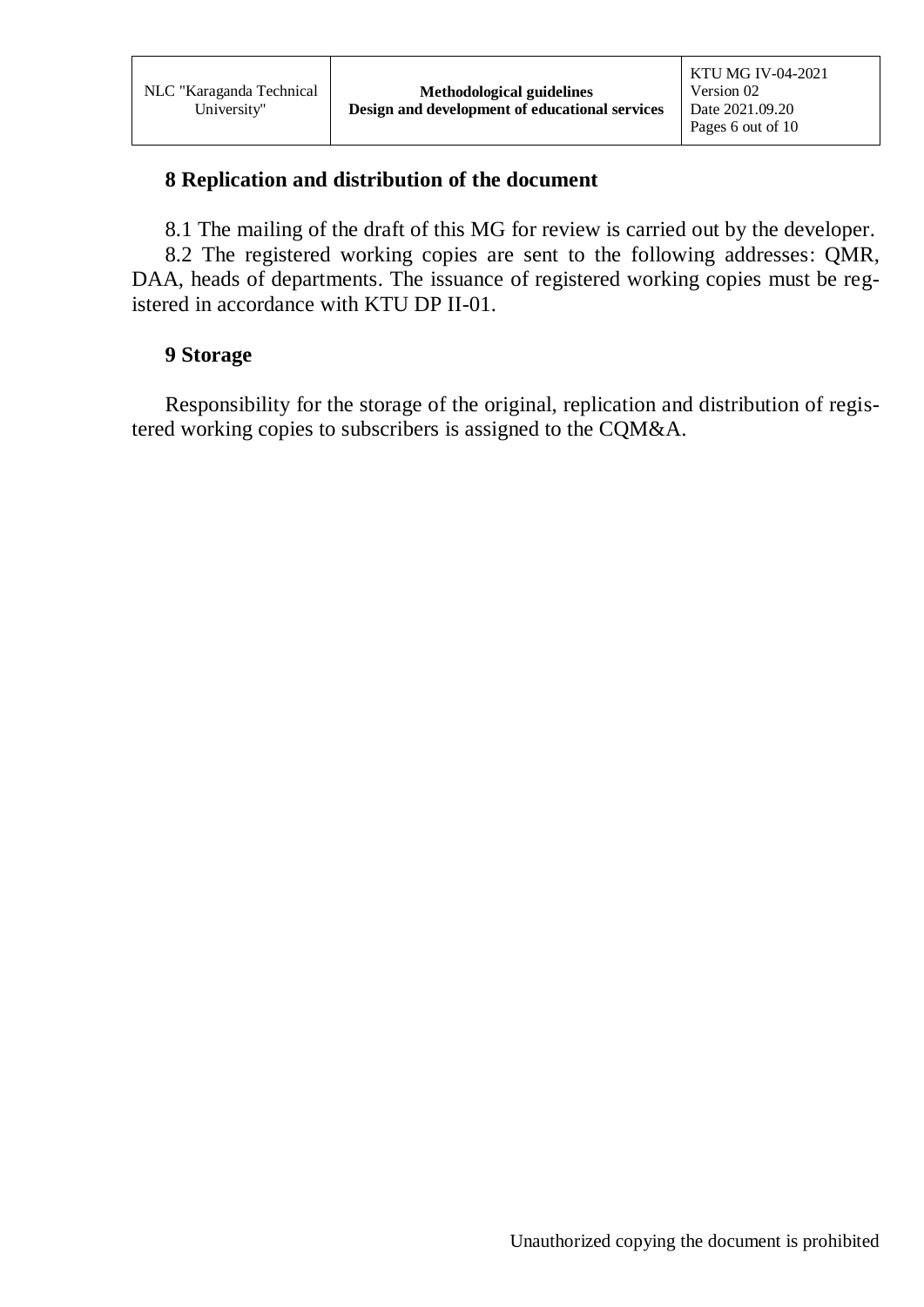## 8 Replication and distribution of the document

8.1 The mailing of the draft of this MG for review is carried out by the developer.

8.2 The registered working copies are sent to the following addresses: QMR, DAA, heads of departments. The issuance of registered working copies must be registered in accordance with KTU DP II-01.

## 9 Storage

Responsibility for the storage of the original, replication and distribution of registered working copies to subscribers is assigned to the CQM&A.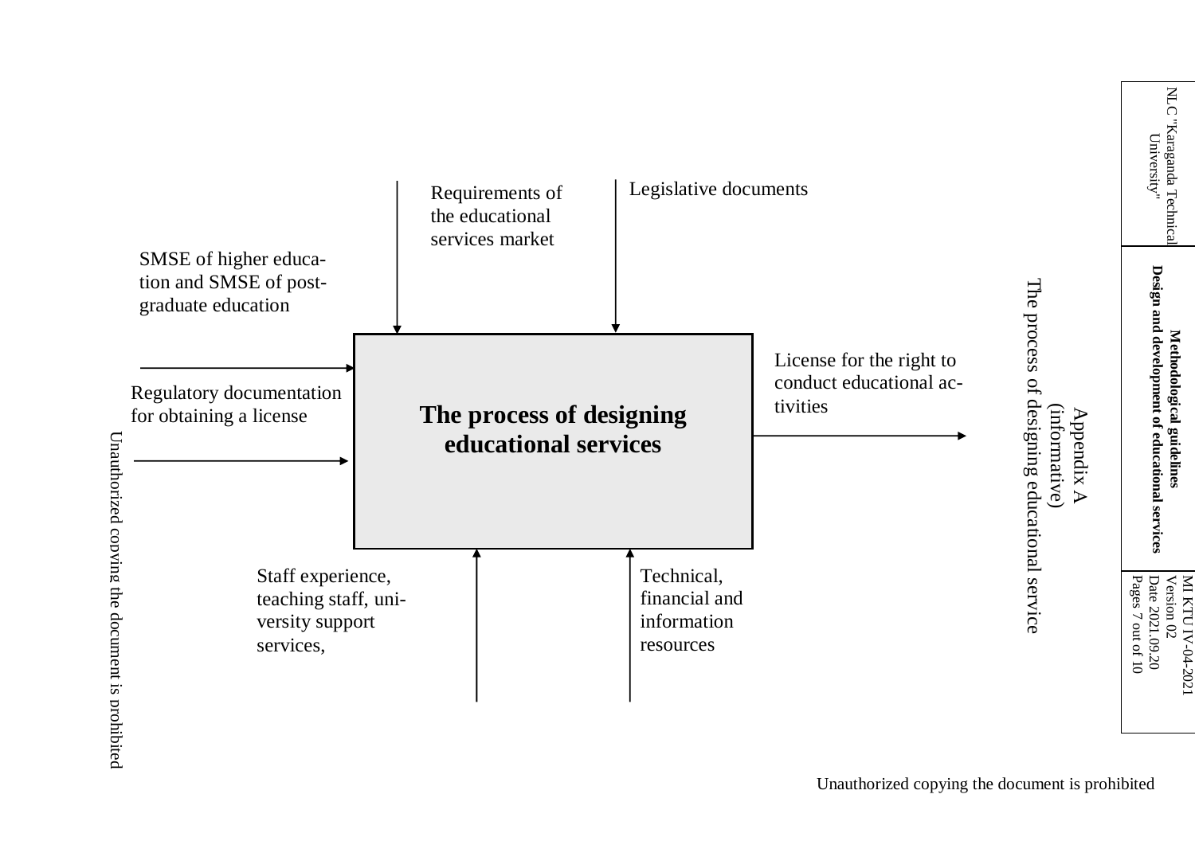Appendix A
(informative)
The process of designing educational service

Requirements of the educational services market

Legislative documents

SMSE of higher education and SMSE of postgraduate education

Regulatory documentation for obtaining a license

**The process of designing educational services**

License for the right to conduct educational activities

Staff experience, teaching staff, university support services,

Technical, financial and information resources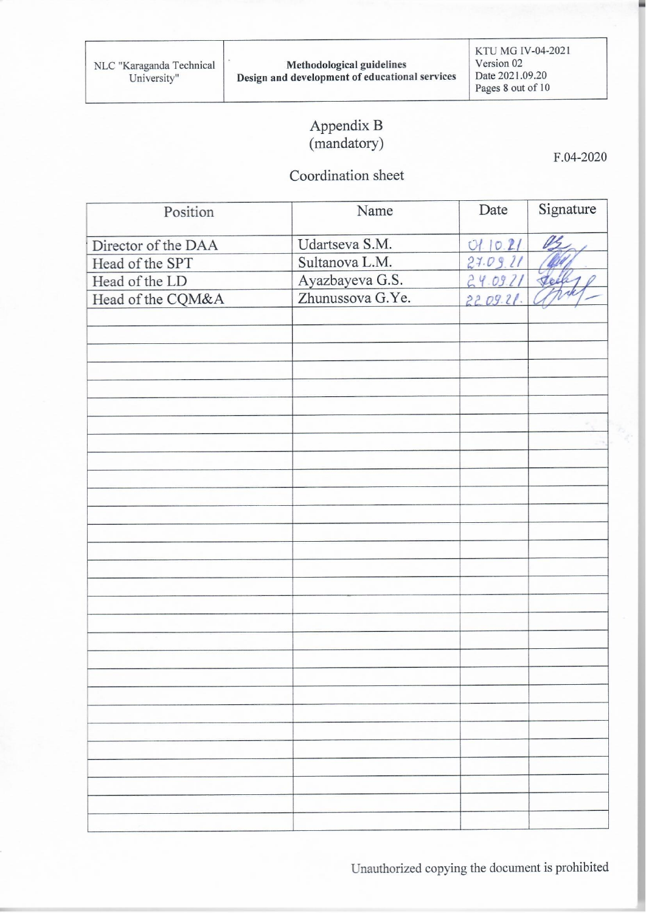Appendix B
(mandatory)

F.04-2020

Coordination sheet

| Position | Name | Date | Signature |
| --- | --- | --- | --- |
| Director of the DAA | Udartseva S.M. | 01.10.21 | |
| Head of the SPT | Sultanova L.M. | 27.09.21 | |
| Head of the LD | Ayazbayeva G.S. | 24.09.21 | |
| Head of the CQM&A | Zhunussova G.Ye. | 22.09.21. | |
| | | | |
| | | | |
| | | | |
| | | | |
| | | | |
| | | | |
| | | | |
| | | | |
| | | | |
| | | | |
| | | | |
| | | | |
| | | | |
| | | | |
| | | | |
| | | | |
| | | | |
| | | | |
| | | | |
| | | | |
| | | | |
| | | | |
| | | | |
| | | | |
| | | | |
| | | | |
| | | | |
| | | | |
| | | | |

Unauthorized copying the document is prohibited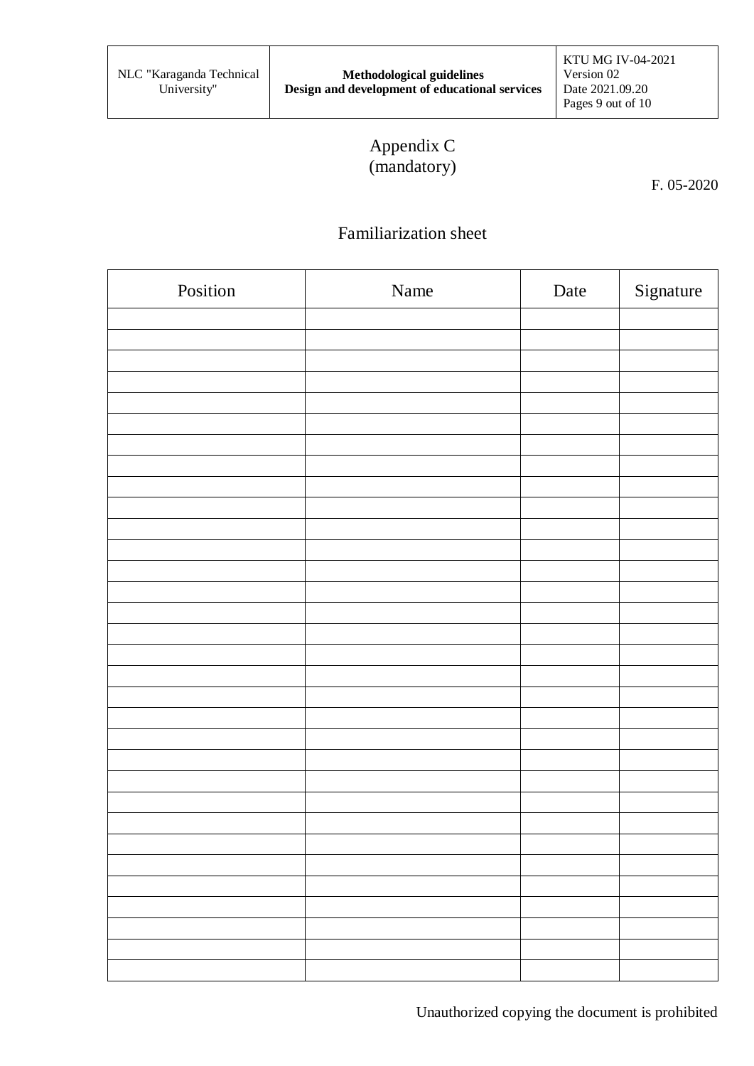Appendix C
(mandatory)

F. 05-2020

## Familiarization sheet

| Position | Name | Date | Signature |
|---|---|---|---|
| | | | |
| | | | |
| | | | |
| | | | |
| | | | |
| | | | |
| | | | |
| | | | |
| | | | |
| | | | |
| | | | |
| | | | |
| | | | |
| | | | |
| | | | |
| | | | |
| | | | |
| | | | |
| | | | |
| | | | |
| | | | |
| | | | |
| | | | |
| | | | |
| | | | |
| | | | |
| | | | |
| | | | |
| | | | |
| | | | |
| | | | |
| | | | |

Unauthorized copying the document is prohibited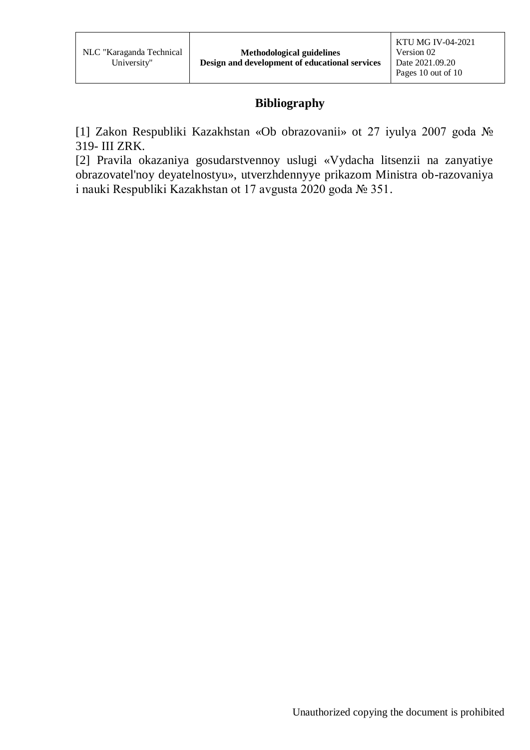## Bibliography

[1] Zakon Respubliki Kazakhstan «Ob obrazovanii» ot 27 iyulya 2007 goda № 319- III ZRK.

[2] Pravila okazaniya gosudarstvennoy uslugi «Vydacha litsenzii na zanyatiye obrazovatel'noy deyatelnostyu», utverzhdennyye prikazom Ministra ob-razovaniya i nauki Respubliki Kazakhstan ot 17 avgusta 2020 goda № 351.